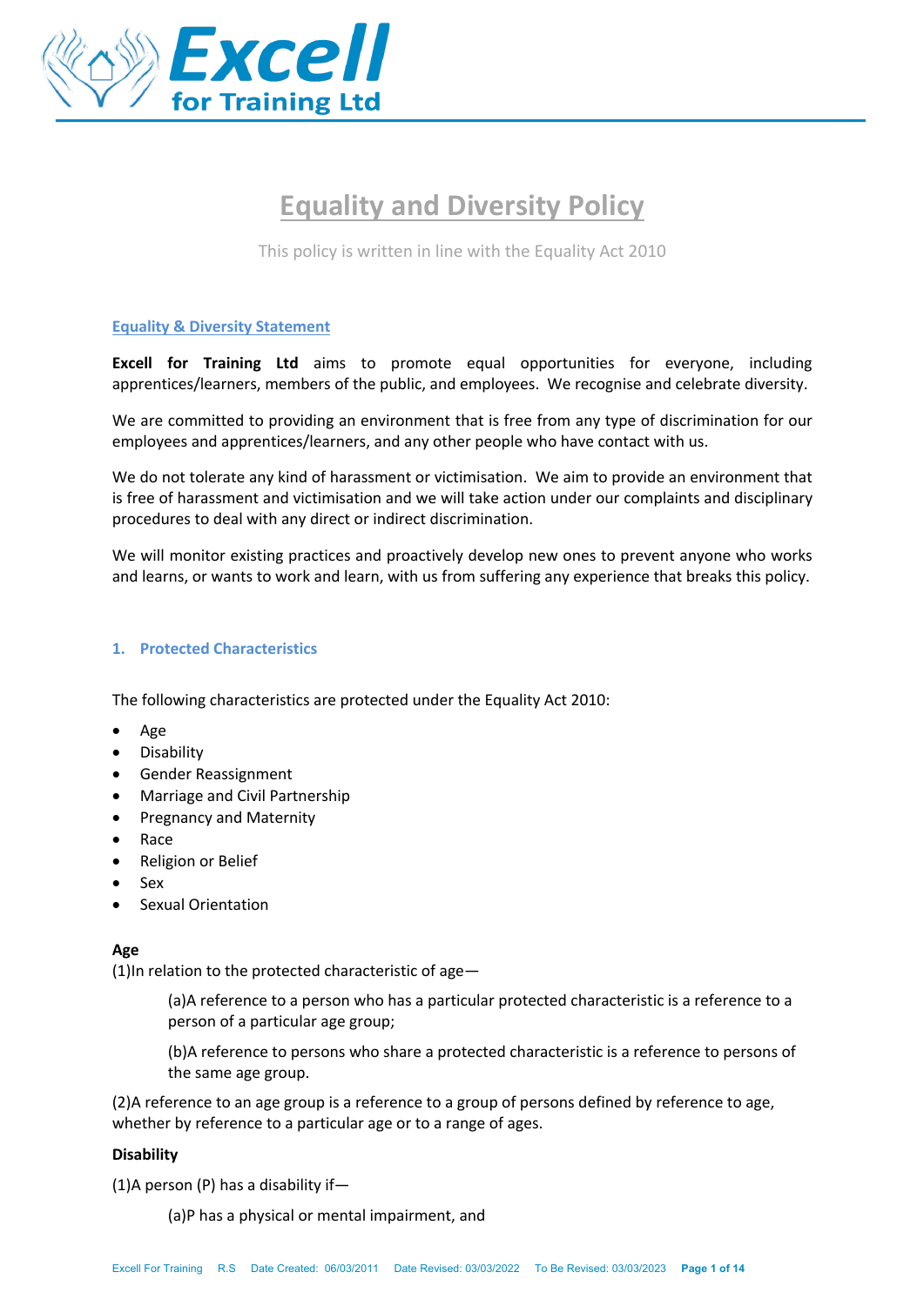# Equality and Diversity Policy

This policy is written in line with the Equality Act 2010

## Equality & Diversity Statement

**Excell for Training Ltd** aims to promote equal opportunities for everyone, including apprentices/learners, members of the public, and employees. We recognise and celebrate diversity.

We are committed to providing an environment that is free from any type of discrimination for our employees and apprentices/learners, and any other people who have contact with us.

We do not tolerate any kind of harassment or victimisation. We aim to provide an environment that is free of harassment and victimisation and we will take action under our complaints and disciplinary procedures to deal with any direct or indirect discrimination.

We will monitor existing practices and proactively develop new ones to prevent anyone who works and learns, or wants to work and learn, with us from suffering any experience that breaks this policy.

## 1. Protected Characteristics

The following characteristics are protected under the Equality Act 2010:

- Age
- Disability
- Gender Reassignment
- Marriage and Civil Partnership
- Pregnancy and Maternity
- Race
- Religion or Belief
- Sex
- Sexual Orientation

**Age**

(1)In relation to the protected characteristic of age—

> (a)A reference to a person who has a particular protected characteristic is a reference to a person of a particular age group;
>
> (b)A reference to persons who share a protected characteristic is a reference to persons of the same age group.

(2)A reference to an age group is a reference to a group of persons defined by reference to age, whether by reference to a particular age or to a range of ages.

**Disability**

(1)A person (P) has a disability if—

> (a)P has a physical or mental impairment, and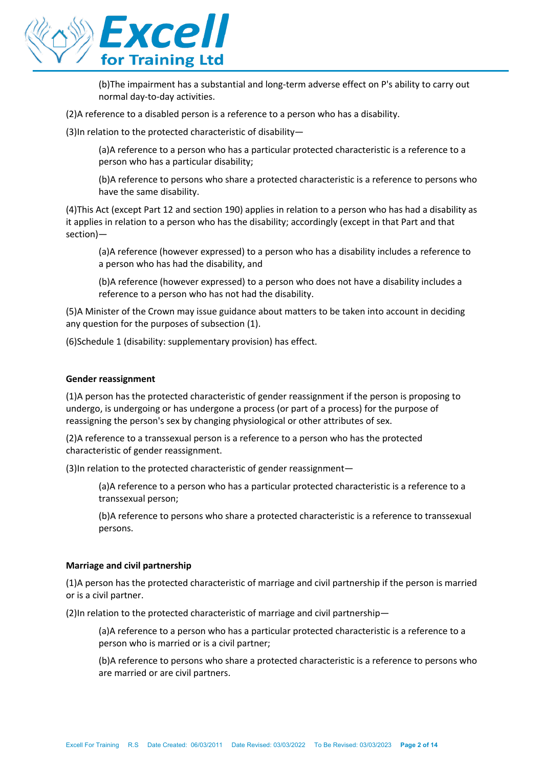(b)The impairment has a substantial and long-term adverse effect on P's ability to carry out normal day-to-day activities.

(2)A reference to a disabled person is a reference to a person who has a disability.

(3)In relation to the protected characteristic of disability—

(a)A reference to a person who has a particular protected characteristic is a reference to a person who has a particular disability;

(b)A reference to persons who share a protected characteristic is a reference to persons who have the same disability.

(4)This Act (except Part 12 and section 190) applies in relation to a person who has had a disability as it applies in relation to a person who has the disability; accordingly (except in that Part and that section)—

(a)A reference (however expressed) to a person who has a disability includes a reference to a person who has had the disability, and

(b)A reference (however expressed) to a person who does not have a disability includes a reference to a person who has not had the disability.

(5)A Minister of the Crown may issue guidance about matters to be taken into account in deciding any question for the purposes of subsection (1).

(6)Schedule 1 (disability: supplementary provision) has effect.

**Gender reassignment**

(1)A person has the protected characteristic of gender reassignment if the person is proposing to undergo, is undergoing or has undergone a process (or part of a process) for the purpose of reassigning the person's sex by changing physiological or other attributes of sex.

(2)A reference to a transsexual person is a reference to a person who has the protected characteristic of gender reassignment.

(3)In relation to the protected characteristic of gender reassignment—

(a)A reference to a person who has a particular protected characteristic is a reference to a transsexual person;

(b)A reference to persons who share a protected characteristic is a reference to transsexual persons.

**Marriage and civil partnership**

(1)A person has the protected characteristic of marriage and civil partnership if the person is married or is a civil partner.

(2)In relation to the protected characteristic of marriage and civil partnership—

(a)A reference to a person who has a particular protected characteristic is a reference to a person who is married or is a civil partner;

(b)A reference to persons who share a protected characteristic is a reference to persons who are married or are civil partners.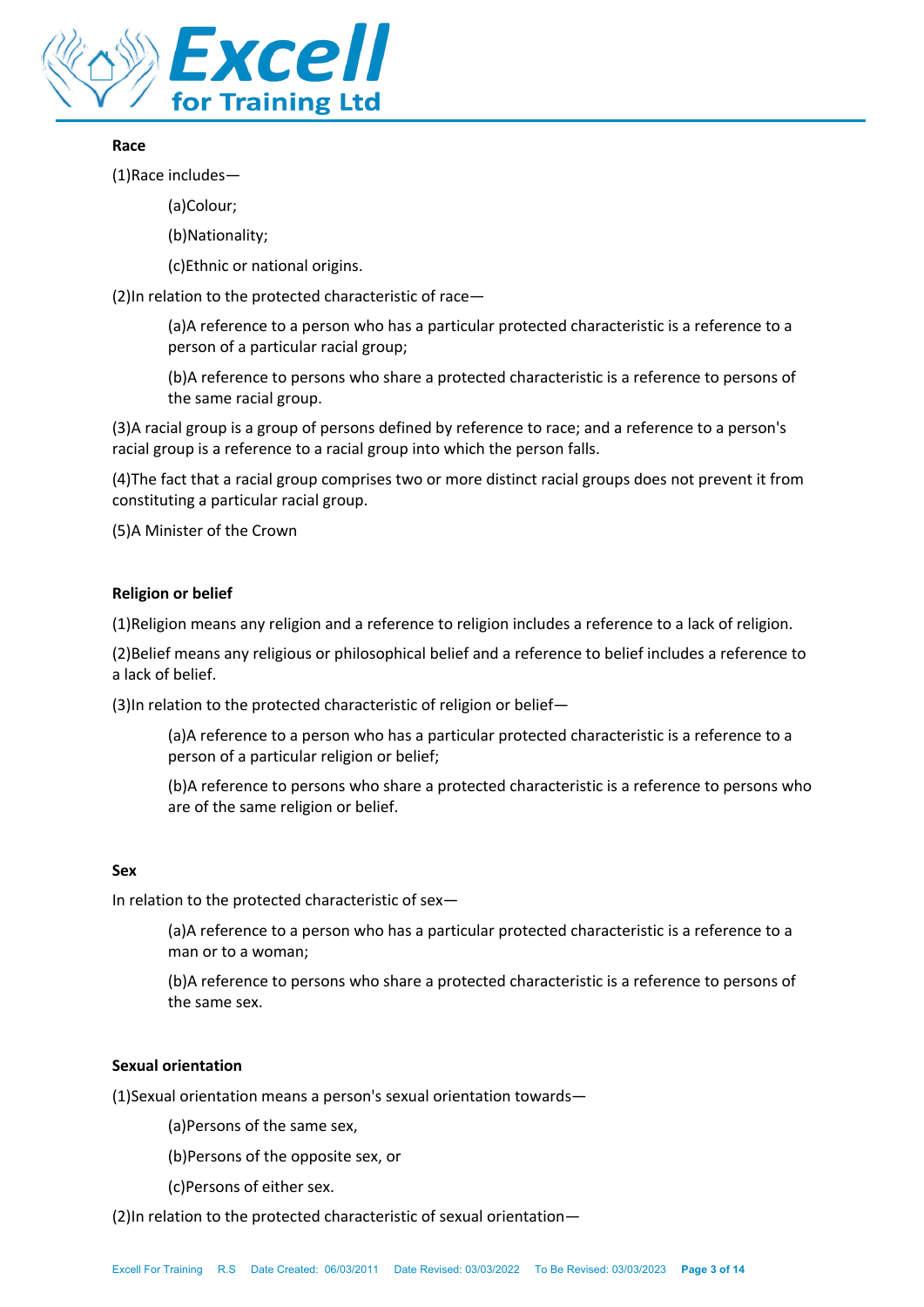**Race**

(1)Race includes—

(a)Colour;

(b)Nationality;

(c)Ethnic or national origins.

(2)In relation to the protected characteristic of race—

(a)A reference to a person who has a particular protected characteristic is a reference to a person of a particular racial group;

(b)A reference to persons who share a protected characteristic is a reference to persons of the same racial group.

(3)A racial group is a group of persons defined by reference to race; and a reference to a person's racial group is a reference to a racial group into which the person falls.

(4)The fact that a racial group comprises two or more distinct racial groups does not prevent it from constituting a particular racial group.

(5)A Minister of the Crown

**Religion or belief**

(1)Religion means any religion and a reference to religion includes a reference to a lack of religion.

(2)Belief means any religious or philosophical belief and a reference to belief includes a reference to a lack of belief.

(3)In relation to the protected characteristic of religion or belief—

(a)A reference to a person who has a particular protected characteristic is a reference to a person of a particular religion or belief;

(b)A reference to persons who share a protected characteristic is a reference to persons who are of the same religion or belief.

**Sex**

In relation to the protected characteristic of sex—

(a)A reference to a person who has a particular protected characteristic is a reference to a man or to a woman;

(b)A reference to persons who share a protected characteristic is a reference to persons of the same sex.

**Sexual orientation**

(1)Sexual orientation means a person's sexual orientation towards—

(a)Persons of the same sex,

(b)Persons of the opposite sex, or

(c)Persons of either sex.

(2)In relation to the protected characteristic of sexual orientation—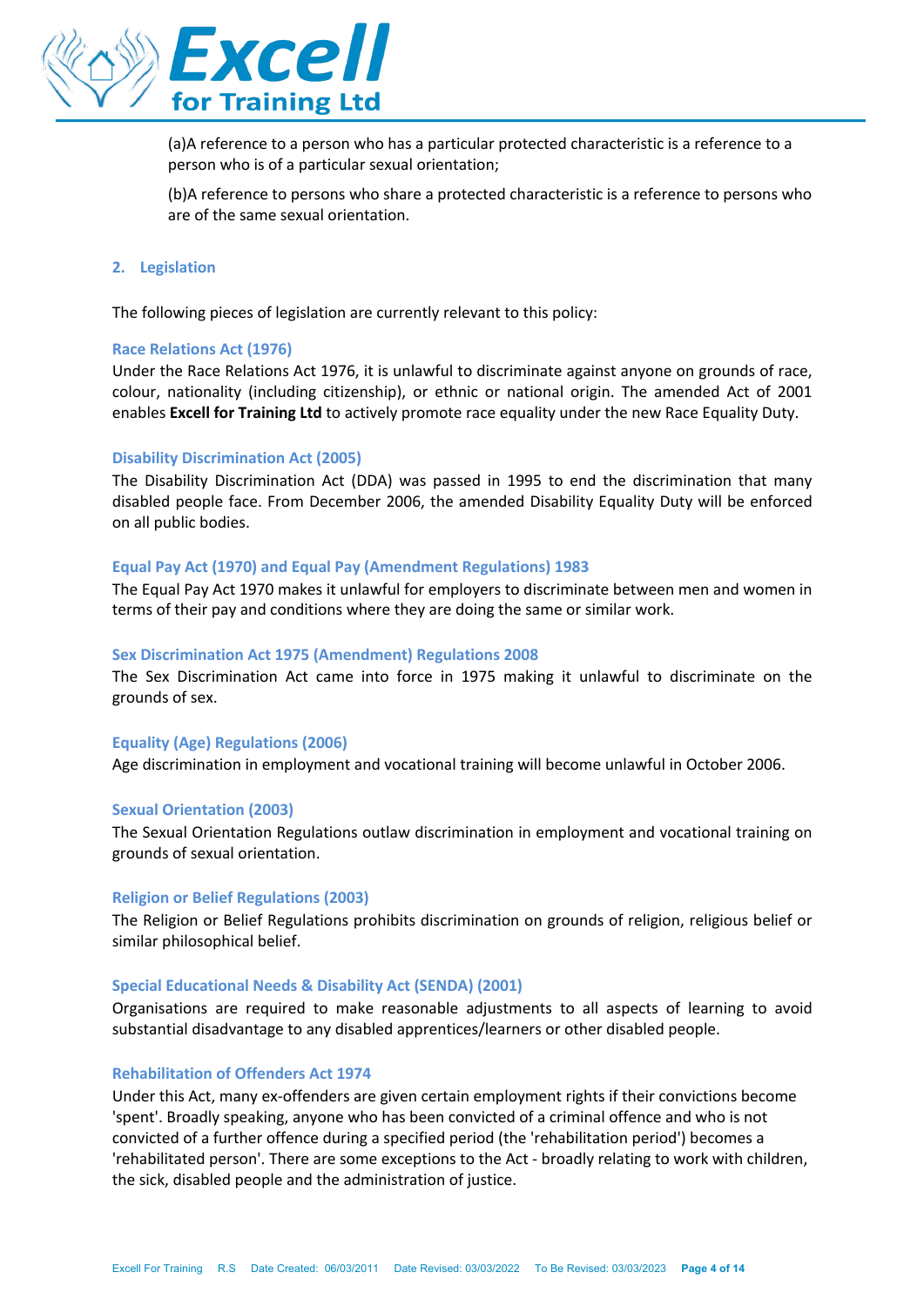(a)A reference to a person who has a particular protected characteristic is a reference to a person who is of a particular sexual orientation;

(b)A reference to persons who share a protected characteristic is a reference to persons who are of the same sexual orientation.

## 2. Legislation

The following pieces of legislation are currently relevant to this policy:

### Race Relations Act (1976)

Under the Race Relations Act 1976, it is unlawful to discriminate against anyone on grounds of race, colour, nationality (including citizenship), or ethnic or national origin. The amended Act of 2001 enables **Excell for Training Ltd** to actively promote race equality under the new Race Equality Duty.

### Disability Discrimination Act (2005)

The Disability Discrimination Act (DDA) was passed in 1995 to end the discrimination that many disabled people face. From December 2006, the amended Disability Equality Duty will be enforced on all public bodies.

### Equal Pay Act (1970) and Equal Pay (Amendment Regulations) 1983

The Equal Pay Act 1970 makes it unlawful for employers to discriminate between men and women in terms of their pay and conditions where they are doing the same or similar work.

### Sex Discrimination Act 1975 (Amendment) Regulations 2008

The Sex Discrimination Act came into force in 1975 making it unlawful to discriminate on the grounds of sex.

### Equality (Age) Regulations (2006)

Age discrimination in employment and vocational training will become unlawful in October 2006.

### Sexual Orientation (2003)

The Sexual Orientation Regulations outlaw discrimination in employment and vocational training on grounds of sexual orientation.

### Religion or Belief Regulations (2003)

The Religion or Belief Regulations prohibits discrimination on grounds of religion, religious belief or similar philosophical belief.

### Special Educational Needs & Disability Act (SENDA) (2001)

Organisations are required to make reasonable adjustments to all aspects of learning to avoid substantial disadvantage to any disabled apprentices/learners or other disabled people.

### Rehabilitation of Offenders Act 1974

Under this Act, many ex-offenders are given certain employment rights if their convictions become 'spent'. Broadly speaking, anyone who has been convicted of a criminal offence and who is not convicted of a further offence during a specified period (the 'rehabilitation period') becomes a 'rehabilitated person'. There are some exceptions to the Act - broadly relating to work with children, the sick, disabled people and the administration of justice.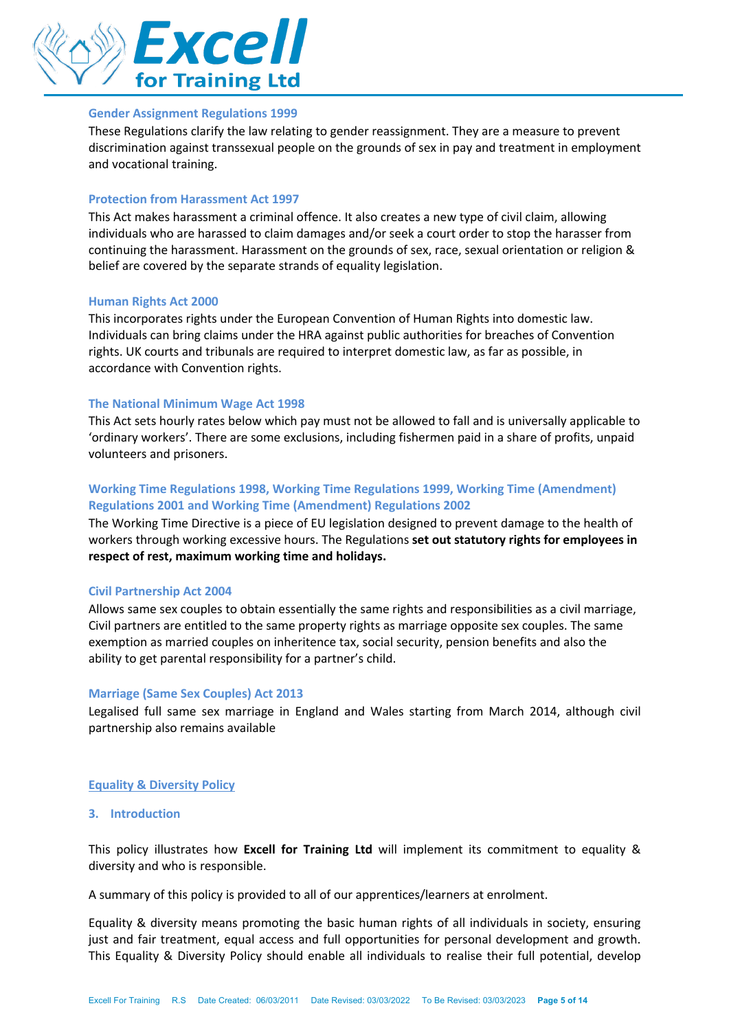### Gender Assignment Regulations 1999

These Regulations clarify the law relating to gender reassignment. They are a measure to prevent discrimination against transsexual people on the grounds of sex in pay and treatment in employment and vocational training.

### Protection from Harassment Act 1997

This Act makes harassment a criminal offence. It also creates a new type of civil claim, allowing individuals who are harassed to claim damages and/or seek a court order to stop the harasser from continuing the harassment. Harassment on the grounds of sex, race, sexual orientation or religion & belief are covered by the separate strands of equality legislation.

### Human Rights Act 2000

This incorporates rights under the European Convention of Human Rights into domestic law. Individuals can bring claims under the HRA against public authorities for breaches of Convention rights. UK courts and tribunals are required to interpret domestic law, as far as possible, in accordance with Convention rights.

### The National Minimum Wage Act 1998

This Act sets hourly rates below which pay must not be allowed to fall and is universally applicable to 'ordinary workers'. There are some exclusions, including fishermen paid in a share of profits, unpaid volunteers and prisoners.

### Working Time Regulations 1998, Working Time Regulations 1999, Working Time (Amendment) Regulations 2001 and Working Time (Amendment) Regulations 2002

The Working Time Directive is a piece of EU legislation designed to prevent damage to the health of workers through working excessive hours. The Regulations **set out statutory rights for employees in respect of rest, maximum working time and holidays.**

### Civil Partnership Act 2004

Allows same sex couples to obtain essentially the same rights and responsibilities as a civil marriage, Civil partners are entitled to the same property rights as marriage opposite sex couples. The same exemption as married couples on inheritence tax, social security, pension benefits and also the ability to get parental responsibility for a partner's child.

### Marriage (Same Sex Couples) Act 2013

Legalised full same sex marriage in England and Wales starting from March 2014, although civil partnership also remains available

## Equality & Diversity Policy

### 3. Introduction

This policy illustrates how **Excell for Training Ltd** will implement its commitment to equality & diversity and who is responsible.

A summary of this policy is provided to all of our apprentices/learners at enrolment.

Equality & diversity means promoting the basic human rights of all individuals in society, ensuring just and fair treatment, equal access and full opportunities for personal development and growth. This Equality & Diversity Policy should enable all individuals to realise their full potential, develop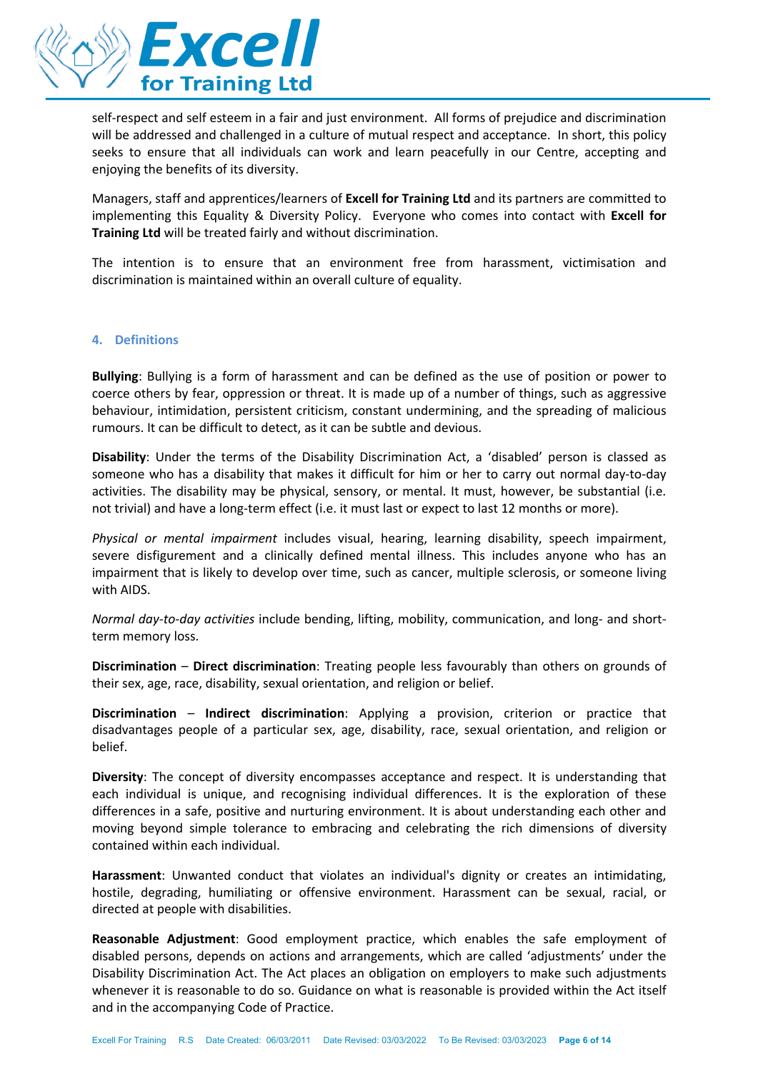self-respect and self esteem in a fair and just environment. All forms of prejudice and discrimination will be addressed and challenged in a culture of mutual respect and acceptance. In short, this policy seeks to ensure that all individuals can work and learn peacefully in our Centre, accepting and enjoying the benefits of its diversity.

Managers, staff and apprentices/learners of **Excell for Training Ltd** and its partners are committed to implementing this Equality & Diversity Policy. Everyone who comes into contact with **Excell for Training Ltd** will be treated fairly and without discrimination.

The intention is to ensure that an environment free from harassment, victimisation and discrimination is maintained within an overall culture of equality.

## 4. Definitions

**Bullying**: Bullying is a form of harassment and can be defined as the use of position or power to coerce others by fear, oppression or threat. It is made up of a number of things, such as aggressive behaviour, intimidation, persistent criticism, constant undermining, and the spreading of malicious rumours. It can be difficult to detect, as it can be subtle and devious.

**Disability**: Under the terms of the Disability Discrimination Act, a 'disabled' person is classed as someone who has a disability that makes it difficult for him or her to carry out normal day-to-day activities. The disability may be physical, sensory, or mental. It must, however, be substantial (i.e. not trivial) and have a long-term effect (i.e. it must last or expect to last 12 months or more).

*Physical or mental impairment* includes visual, hearing, learning disability, speech impairment, severe disfigurement and a clinically defined mental illness. This includes anyone who has an impairment that is likely to develop over time, such as cancer, multiple sclerosis, or someone living with AIDS.

*Normal day-to-day activities* include bending, lifting, mobility, communication, and long- and short-term memory loss.

**Discrimination** – **Direct discrimination**: Treating people less favourably than others on grounds of their sex, age, race, disability, sexual orientation, and religion or belief.

**Discrimination** – **Indirect discrimination**: Applying a provision, criterion or practice that disadvantages people of a particular sex, age, disability, race, sexual orientation, and religion or belief.

**Diversity**: The concept of diversity encompasses acceptance and respect. It is understanding that each individual is unique, and recognising individual differences. It is the exploration of these differences in a safe, positive and nurturing environment. It is about understanding each other and moving beyond simple tolerance to embracing and celebrating the rich dimensions of diversity contained within each individual.

**Harassment**: Unwanted conduct that violates an individual's dignity or creates an intimidating, hostile, degrading, humiliating or offensive environment. Harassment can be sexual, racial, or directed at people with disabilities.

**Reasonable Adjustment**: Good employment practice, which enables the safe employment of disabled persons, depends on actions and arrangements, which are called 'adjustments' under the Disability Discrimination Act. The Act places an obligation on employers to make such adjustments whenever it is reasonable to do so. Guidance on what is reasonable is provided within the Act itself and in the accompanying Code of Practice.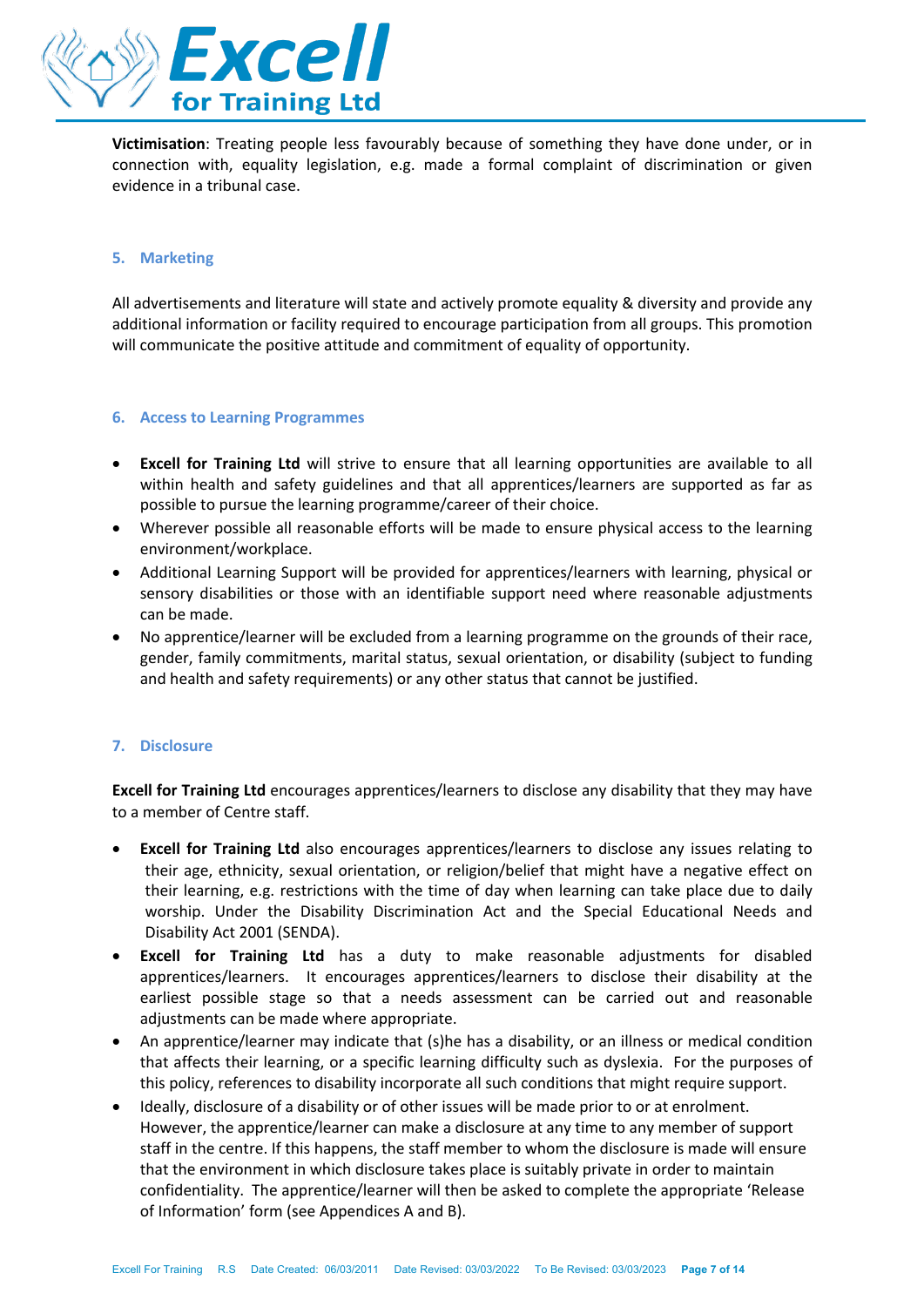**Victimisation**: Treating people less favourably because of something they have done under, or in connection with, equality legislation, e.g. made a formal complaint of discrimination or given evidence in a tribunal case.

## 5. Marketing

All advertisements and literature will state and actively promote equality & diversity and provide any additional information or facility required to encourage participation from all groups. This promotion will communicate the positive attitude and commitment of equality of opportunity.

## 6. Access to Learning Programmes

- **Excell for Training Ltd** will strive to ensure that all learning opportunities are available to all within health and safety guidelines and that all apprentices/learners are supported as far as possible to pursue the learning programme/career of their choice.
- Wherever possible all reasonable efforts will be made to ensure physical access to the learning environment/workplace.
- Additional Learning Support will be provided for apprentices/learners with learning, physical or sensory disabilities or those with an identifiable support need where reasonable adjustments can be made.
- No apprentice/learner will be excluded from a learning programme on the grounds of their race, gender, family commitments, marital status, sexual orientation, or disability (subject to funding and health and safety requirements) or any other status that cannot be justified.

## 7. Disclosure

**Excell for Training Ltd** encourages apprentices/learners to disclose any disability that they may have to a member of Centre staff.

- **Excell for Training Ltd** also encourages apprentices/learners to disclose any issues relating to their age, ethnicity, sexual orientation, or religion/belief that might have a negative effect on their learning, e.g. restrictions with the time of day when learning can take place due to daily worship. Under the Disability Discrimination Act and the Special Educational Needs and Disability Act 2001 (SENDA).
- **Excell for Training Ltd** has a duty to make reasonable adjustments for disabled apprentices/learners. It encourages apprentices/learners to disclose their disability at the earliest possible stage so that a needs assessment can be carried out and reasonable adjustments can be made where appropriate.
- An apprentice/learner may indicate that (s)he has a disability, or an illness or medical condition that affects their learning, or a specific learning difficulty such as dyslexia. For the purposes of this policy, references to disability incorporate all such conditions that might require support.
- Ideally, disclosure of a disability or of other issues will be made prior to or at enrolment. However, the apprentice/learner can make a disclosure at any time to any member of support staff in the centre. If this happens, the staff member to whom the disclosure is made will ensure that the environment in which disclosure takes place is suitably private in order to maintain confidentiality. The apprentice/learner will then be asked to complete the appropriate 'Release of Information' form (see Appendices A and B).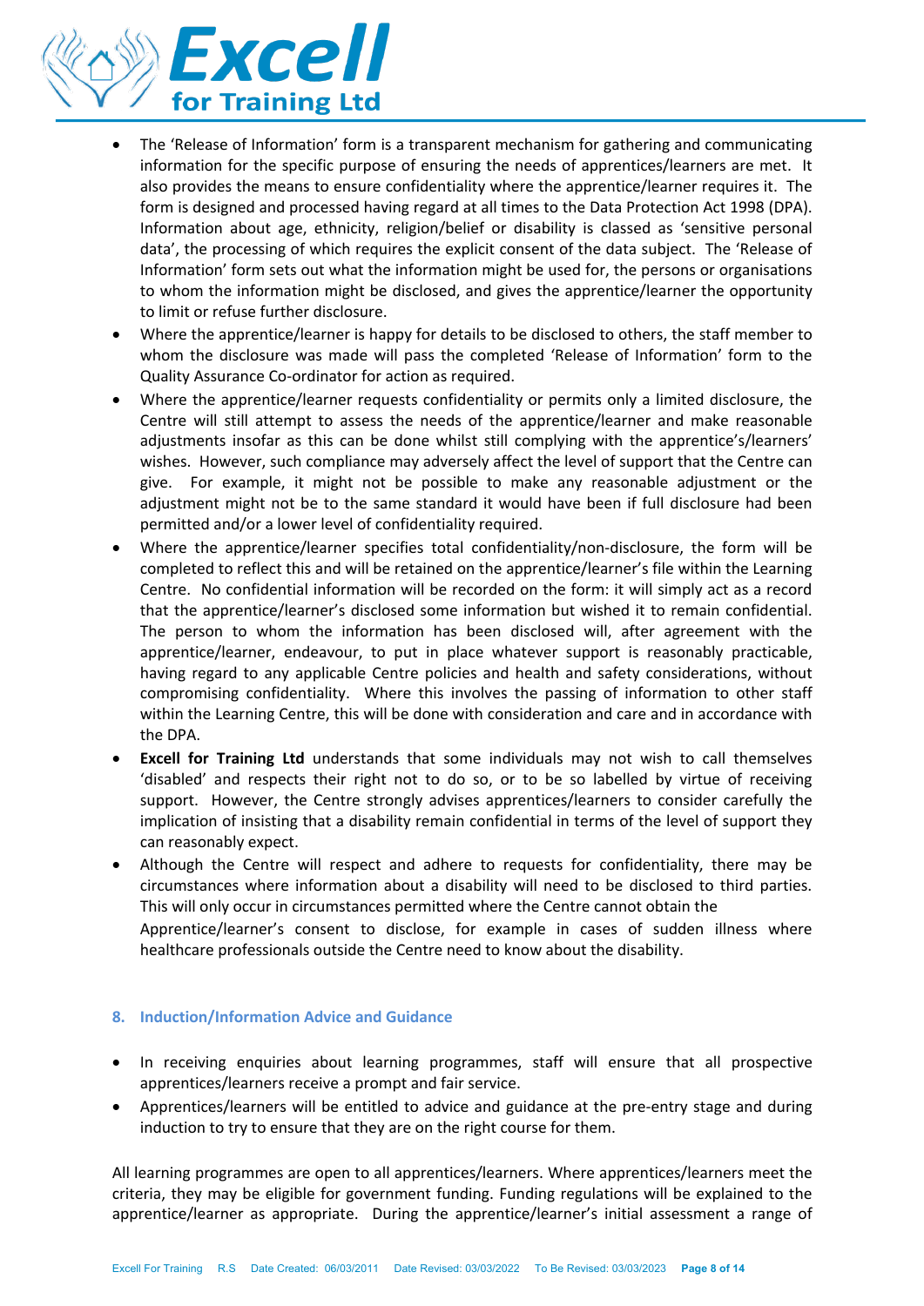- The 'Release of Information' form is a transparent mechanism for gathering and communicating information for the specific purpose of ensuring the needs of apprentices/learners are met. It also provides the means to ensure confidentiality where the apprentice/learner requires it. The form is designed and processed having regard at all times to the Data Protection Act 1998 (DPA). Information about age, ethnicity, religion/belief or disability is classed as 'sensitive personal data', the processing of which requires the explicit consent of the data subject. The 'Release of Information' form sets out what the information might be used for, the persons or organisations to whom the information might be disclosed, and gives the apprentice/learner the opportunity to limit or refuse further disclosure.
- Where the apprentice/learner is happy for details to be disclosed to others, the staff member to whom the disclosure was made will pass the completed 'Release of Information' form to the Quality Assurance Co-ordinator for action as required.
- Where the apprentice/learner requests confidentiality or permits only a limited disclosure, the Centre will still attempt to assess the needs of the apprentice/learner and make reasonable adjustments insofar as this can be done whilst still complying with the apprentice's/learners' wishes. However, such compliance may adversely affect the level of support that the Centre can give. For example, it might not be possible to make any reasonable adjustment or the adjustment might not be to the same standard it would have been if full disclosure had been permitted and/or a lower level of confidentiality required.
- Where the apprentice/learner specifies total confidentiality/non-disclosure, the form will be completed to reflect this and will be retained on the apprentice/learner's file within the Learning Centre. No confidential information will be recorded on the form: it will simply act as a record that the apprentice/learner's disclosed some information but wished it to remain confidential. The person to whom the information has been disclosed will, after agreement with the apprentice/learner, endeavour, to put in place whatever support is reasonably practicable, having regard to any applicable Centre policies and health and safety considerations, without compromising confidentiality. Where this involves the passing of information to other staff within the Learning Centre, this will be done with consideration and care and in accordance with the DPA.
- **Excell for Training Ltd** understands that some individuals may not wish to call themselves 'disabled' and respects their right not to do so, or to be so labelled by virtue of receiving support. However, the Centre strongly advises apprentices/learners to consider carefully the implication of insisting that a disability remain confidential in terms of the level of support they can reasonably expect.
- Although the Centre will respect and adhere to requests for confidentiality, there may be circumstances where information about a disability will need to be disclosed to third parties. This will only occur in circumstances permitted where the Centre cannot obtain the Apprentice/learner's consent to disclose, for example in cases of sudden illness where healthcare professionals outside the Centre need to know about the disability.

## 8. Induction/Information Advice and Guidance

- In receiving enquiries about learning programmes, staff will ensure that all prospective apprentices/learners receive a prompt and fair service.
- Apprentices/learners will be entitled to advice and guidance at the pre-entry stage and during induction to try to ensure that they are on the right course for them.

All learning programmes are open to all apprentices/learners. Where apprentices/learners meet the criteria, they may be eligible for government funding. Funding regulations will be explained to the apprentice/learner as appropriate. During the apprentice/learner's initial assessment a range of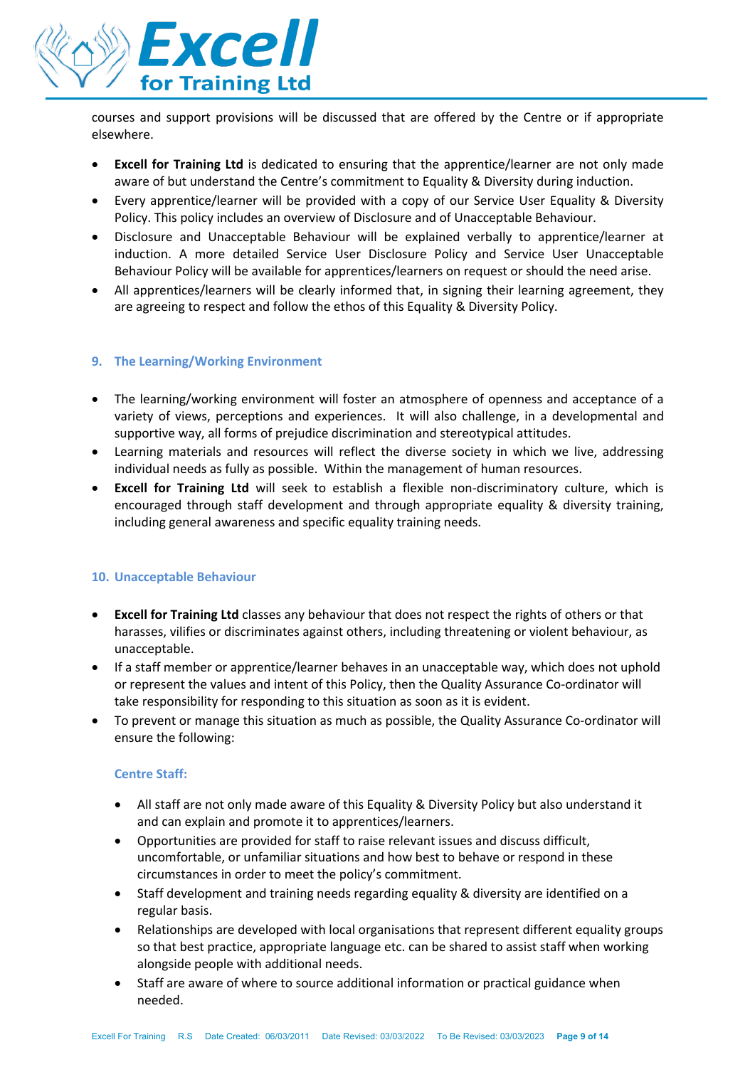courses and support provisions will be discussed that are offered by the Centre or if appropriate elsewhere.

- **Excell for Training Ltd** is dedicated to ensuring that the apprentice/learner are not only made aware of but understand the Centre's commitment to Equality & Diversity during induction.
- Every apprentice/learner will be provided with a copy of our Service User Equality & Diversity Policy. This policy includes an overview of Disclosure and of Unacceptable Behaviour.
- Disclosure and Unacceptable Behaviour will be explained verbally to apprentice/learner at induction. A more detailed Service User Disclosure Policy and Service User Unacceptable Behaviour Policy will be available for apprentices/learners on request or should the need arise.
- All apprentices/learners will be clearly informed that, in signing their learning agreement, they are agreeing to respect and follow the ethos of this Equality & Diversity Policy.

## 9. The Learning/Working Environment

- The learning/working environment will foster an atmosphere of openness and acceptance of a variety of views, perceptions and experiences. It will also challenge, in a developmental and supportive way, all forms of prejudice discrimination and stereotypical attitudes.
- Learning materials and resources will reflect the diverse society in which we live, addressing individual needs as fully as possible. Within the management of human resources.
- **Excell for Training Ltd** will seek to establish a flexible non-discriminatory culture, which is encouraged through staff development and through appropriate equality & diversity training, including general awareness and specific equality training needs.

## 10. Unacceptable Behaviour

- **Excell for Training Ltd** classes any behaviour that does not respect the rights of others or that harasses, vilifies or discriminates against others, including threatening or violent behaviour, as unacceptable.
- If a staff member or apprentice/learner behaves in an unacceptable way, which does not uphold or represent the values and intent of this Policy, then the Quality Assurance Co-ordinator will take responsibility for responding to this situation as soon as it is evident.
- To prevent or manage this situation as much as possible, the Quality Assurance Co-ordinator will ensure the following:

### Centre Staff:

- All staff are not only made aware of this Equality & Diversity Policy but also understand it and can explain and promote it to apprentices/learners.
- Opportunities are provided for staff to raise relevant issues and discuss difficult, uncomfortable, or unfamiliar situations and how best to behave or respond in these circumstances in order to meet the policy's commitment.
- Staff development and training needs regarding equality & diversity are identified on a regular basis.
- Relationships are developed with local organisations that represent different equality groups so that best practice, appropriate language etc. can be shared to assist staff when working alongside people with additional needs.
- Staff are aware of where to source additional information or practical guidance when needed.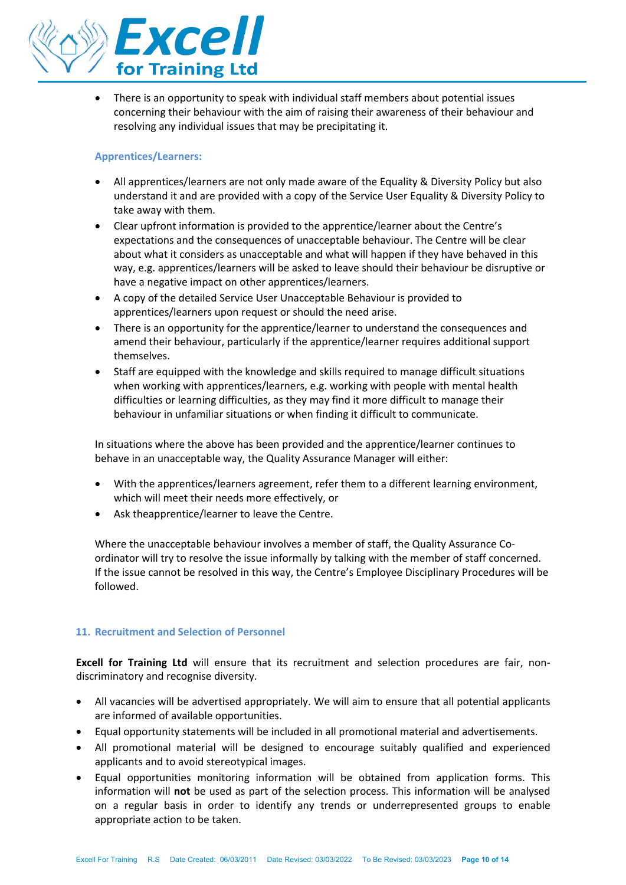- There is an opportunity to speak with individual staff members about potential issues concerning their behaviour with the aim of raising their awareness of their behaviour and resolving any individual issues that may be precipitating it.

### Apprentices/Learners:

- All apprentices/learners are not only made aware of the Equality & Diversity Policy but also understand it and are provided with a copy of the Service User Equality & Diversity Policy to take away with them.
- Clear upfront information is provided to the apprentice/learner about the Centre's expectations and the consequences of unacceptable behaviour. The Centre will be clear about what it considers as unacceptable and what will happen if they have behaved in this way, e.g. apprentices/learners will be asked to leave should their behaviour be disruptive or have a negative impact on other apprentices/learners.
- A copy of the detailed Service User Unacceptable Behaviour is provided to apprentices/learners upon request or should the need arise.
- There is an opportunity for the apprentice/learner to understand the consequences and amend their behaviour, particularly if the apprentice/learner requires additional support themselves.
- Staff are equipped with the knowledge and skills required to manage difficult situations when working with apprentices/learners, e.g. working with people with mental health difficulties or learning difficulties, as they may find it more difficult to manage their behaviour in unfamiliar situations or when finding it difficult to communicate.

In situations where the above has been provided and the apprentice/learner continues to behave in an unacceptable way, the Quality Assurance Manager will either:

- With the apprentices/learners agreement, refer them to a different learning environment, which will meet their needs more effectively, or
- Ask theapprentice/learner to leave the Centre.

Where the unacceptable behaviour involves a member of staff, the Quality Assurance Co-ordinator will try to resolve the issue informally by talking with the member of staff concerned. If the issue cannot be resolved in this way, the Centre's Employee Disciplinary Procedures will be followed.

## 11. Recruitment and Selection of Personnel

**Excell for Training Ltd** will ensure that its recruitment and selection procedures are fair, non-discriminatory and recognise diversity.

- All vacancies will be advertised appropriately. We will aim to ensure that all potential applicants are informed of available opportunities.
- Equal opportunity statements will be included in all promotional material and advertisements.
- All promotional material will be designed to encourage suitably qualified and experienced applicants and to avoid stereotypical images.
- Equal opportunities monitoring information will be obtained from application forms. This information will **not** be used as part of the selection process. This information will be analysed on a regular basis in order to identify any trends or underrepresented groups to enable appropriate action to be taken.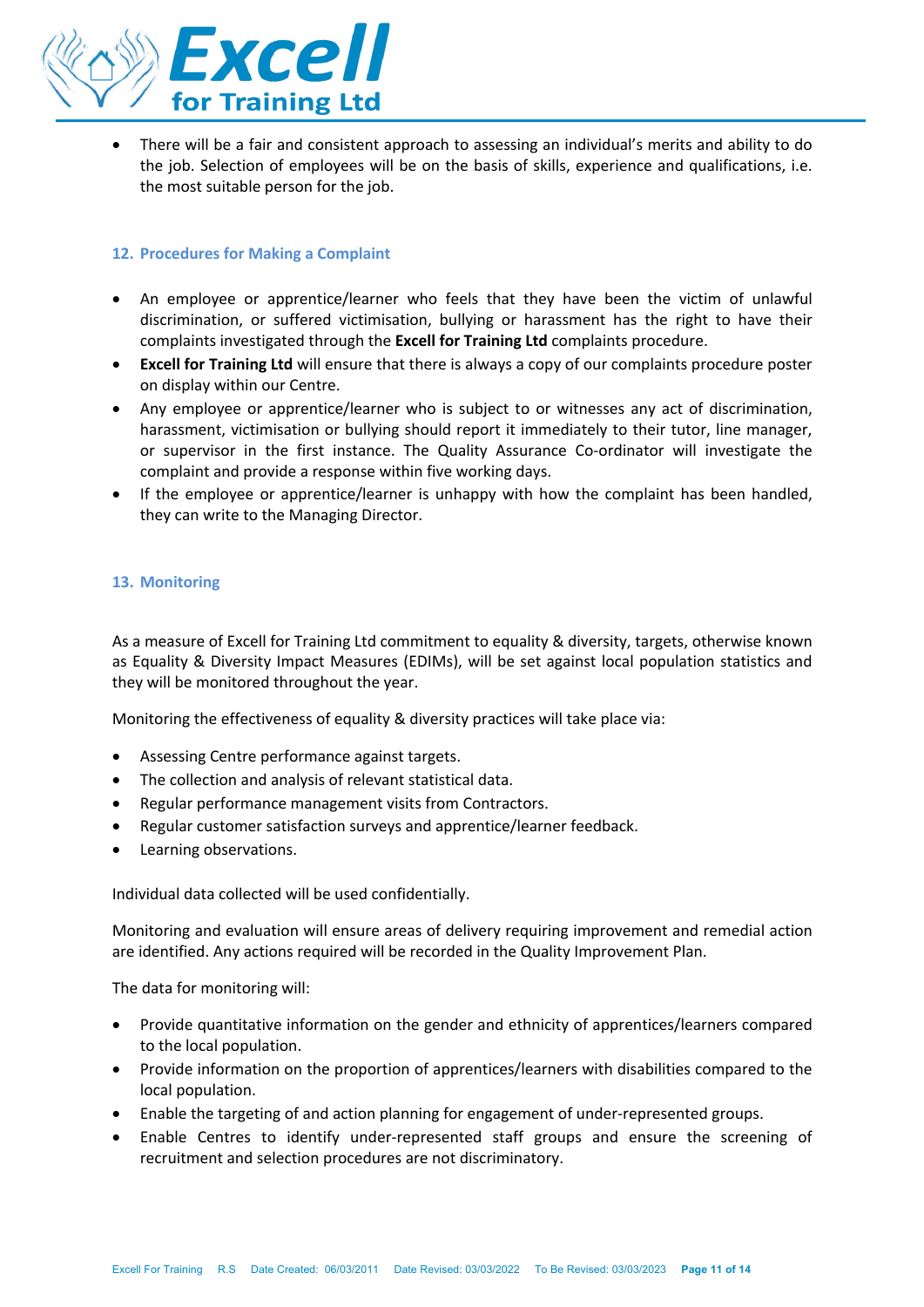- There will be a fair and consistent approach to assessing an individual's merits and ability to do the job. Selection of employees will be on the basis of skills, experience and qualifications, i.e. the most suitable person for the job.

## 12. Procedures for Making a Complaint

- An employee or apprentice/learner who feels that they have been the victim of unlawful discrimination, or suffered victimisation, bullying or harassment has the right to have their complaints investigated through the **Excell for Training Ltd** complaints procedure.
- **Excell for Training Ltd** will ensure that there is always a copy of our complaints procedure poster on display within our Centre.
- Any employee or apprentice/learner who is subject to or witnesses any act of discrimination, harassment, victimisation or bullying should report it immediately to their tutor, line manager, or supervisor in the first instance. The Quality Assurance Co-ordinator will investigate the complaint and provide a response within five working days.
- If the employee or apprentice/learner is unhappy with how the complaint has been handled, they can write to the Managing Director.

## 13. Monitoring

As a measure of Excell for Training Ltd commitment to equality & diversity, targets, otherwise known as Equality & Diversity Impact Measures (EDIMs), will be set against local population statistics and they will be monitored throughout the year.

Monitoring the effectiveness of equality & diversity practices will take place via:

- Assessing Centre performance against targets.
- The collection and analysis of relevant statistical data.
- Regular performance management visits from Contractors.
- Regular customer satisfaction surveys and apprentice/learner feedback.
- Learning observations.

Individual data collected will be used confidentially.

Monitoring and evaluation will ensure areas of delivery requiring improvement and remedial action are identified. Any actions required will be recorded in the Quality Improvement Plan.

The data for monitoring will:

- Provide quantitative information on the gender and ethnicity of apprentices/learners compared to the local population.
- Provide information on the proportion of apprentices/learners with disabilities compared to the local population.
- Enable the targeting of and action planning for engagement of under-represented groups.
- Enable Centres to identify under-represented staff groups and ensure the screening of recruitment and selection procedures are not discriminatory.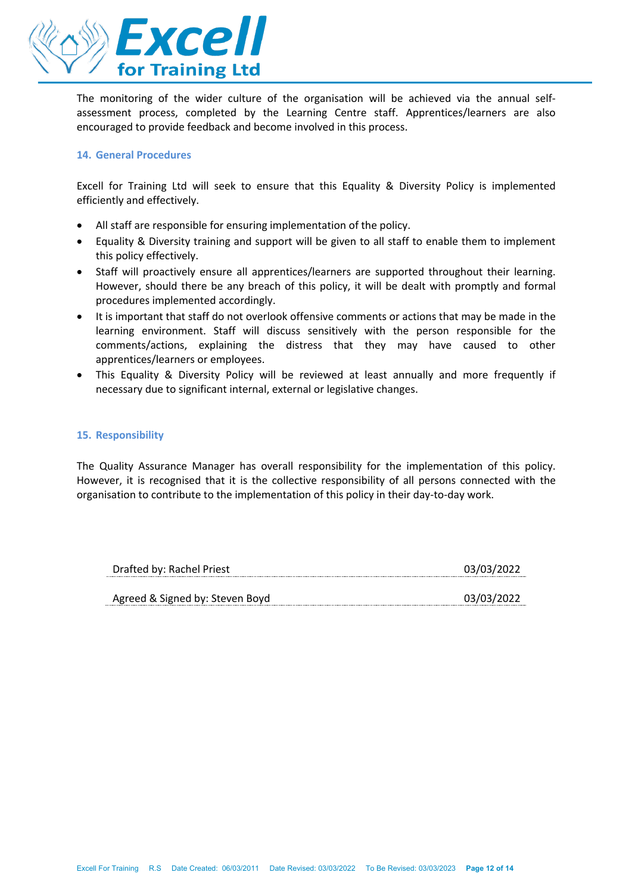The monitoring of the wider culture of the organisation will be achieved via the annual self-assessment process, completed by the Learning Centre staff. Apprentices/learners are also encouraged to provide feedback and become involved in this process.

## 14. General Procedures

Excell for Training Ltd will seek to ensure that this Equality & Diversity Policy is implemented efficiently and effectively.

- All staff are responsible for ensuring implementation of the policy.
- Equality & Diversity training and support will be given to all staff to enable them to implement this policy effectively.
- Staff will proactively ensure all apprentices/learners are supported throughout their learning. However, should there be any breach of this policy, it will be dealt with promptly and formal procedures implemented accordingly.
- It is important that staff do not overlook offensive comments or actions that may be made in the learning environment. Staff will discuss sensitively with the person responsible for the comments/actions, explaining the distress that they may have caused to other apprentices/learners or employees.
- This Equality & Diversity Policy will be reviewed at least annually and more frequently if necessary due to significant internal, external or legislative changes.

## 15. Responsibility

The Quality Assurance Manager has overall responsibility for the implementation of this policy. However, it is recognised that it is the collective responsibility of all persons connected with the organisation to contribute to the implementation of this policy in their day-to-day work.

| | |
|---|---|
| Drafted by: Rachel Priest | 03/03/2022 |
| Agreed & Signed by: Steven Boyd | 03/03/2022 |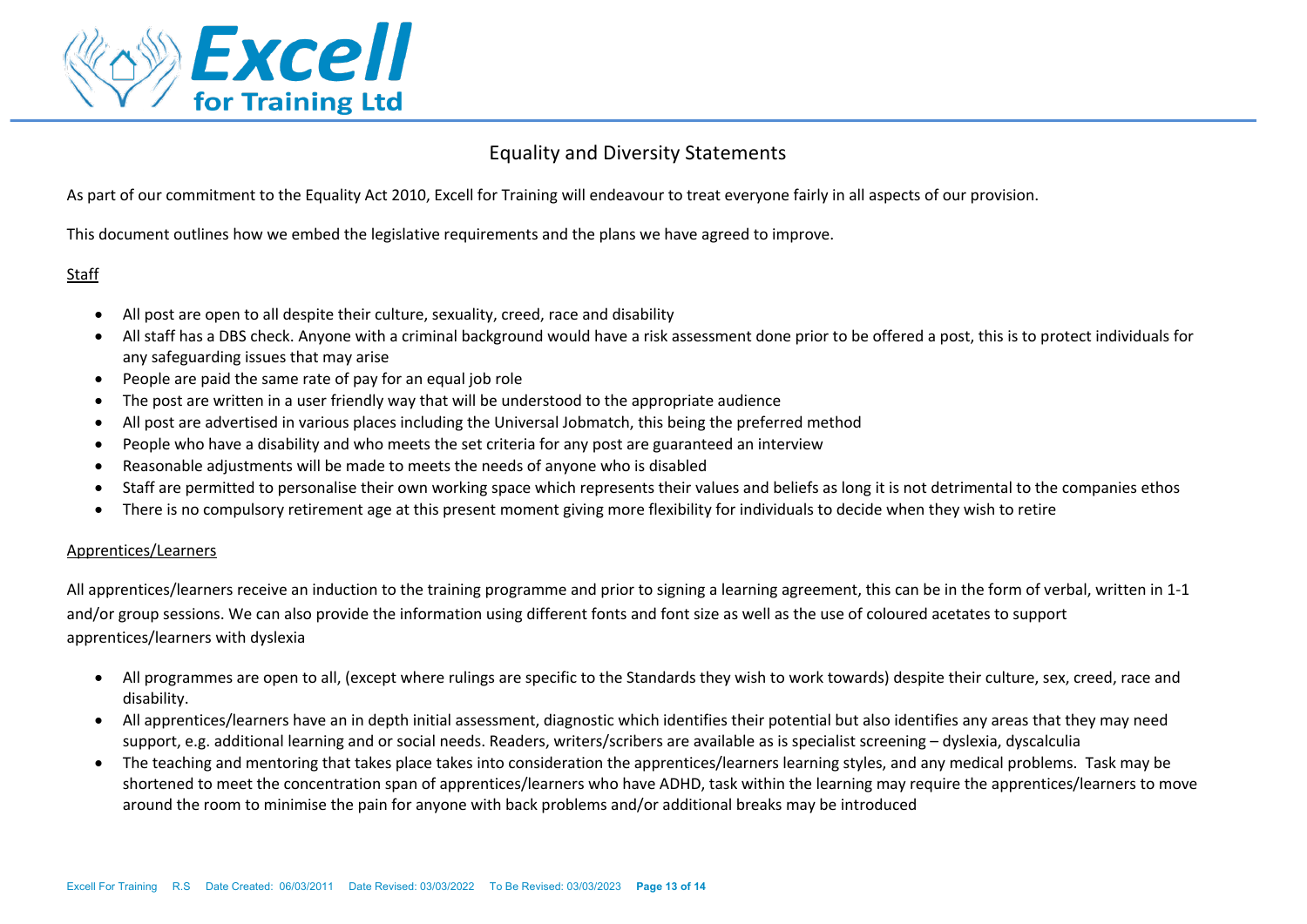# Equality and Diversity Statements

As part of our commitment to the Equality Act 2010, Excell for Training will endeavour to treat everyone fairly in all aspects of our provision.

This document outlines how we embed the legislative requirements and the plans we have agreed to improve.

## Staff

- All post are open to all despite their culture, sexuality, creed, race and disability
- All staff has a DBS check. Anyone with a criminal background would have a risk assessment done prior to be offered a post, this is to protect individuals for any safeguarding issues that may arise
- People are paid the same rate of pay for an equal job role
- The post are written in a user friendly way that will be understood to the appropriate audience
- All post are advertised in various places including the Universal Jobmatch, this being the preferred method
- People who have a disability and who meets the set criteria for any post are guaranteed an interview
- Reasonable adjustments will be made to meets the needs of anyone who is disabled
- Staff are permitted to personalise their own working space which represents their values and beliefs as long it is not detrimental to the companies ethos
- There is no compulsory retirement age at this present moment giving more flexibility for individuals to decide when they wish to retire

## Apprentices/Learners

All apprentices/learners receive an induction to the training programme and prior to signing a learning agreement, this can be in the form of verbal, written in 1-1 and/or group sessions. We can also provide the information using different fonts and font size as well as the use of coloured acetates to support apprentices/learners with dyslexia

- All programmes are open to all, (except where rulings are specific to the Standards they wish to work towards) despite their culture, sex, creed, race and disability.
- All apprentices/learners have an in depth initial assessment, diagnostic which identifies their potential but also identifies any areas that they may need support, e.g. additional learning and or social needs. Readers, writers/scribers are available as is specialist screening – dyslexia, dyscalculia
- The teaching and mentoring that takes place takes into consideration the apprentices/learners learning styles, and any medical problems. Task may be shortened to meet the concentration span of apprentices/learners who have ADHD, task within the learning may require the apprentices/learners to move around the room to minimise the pain for anyone with back problems and/or additional breaks may be introduced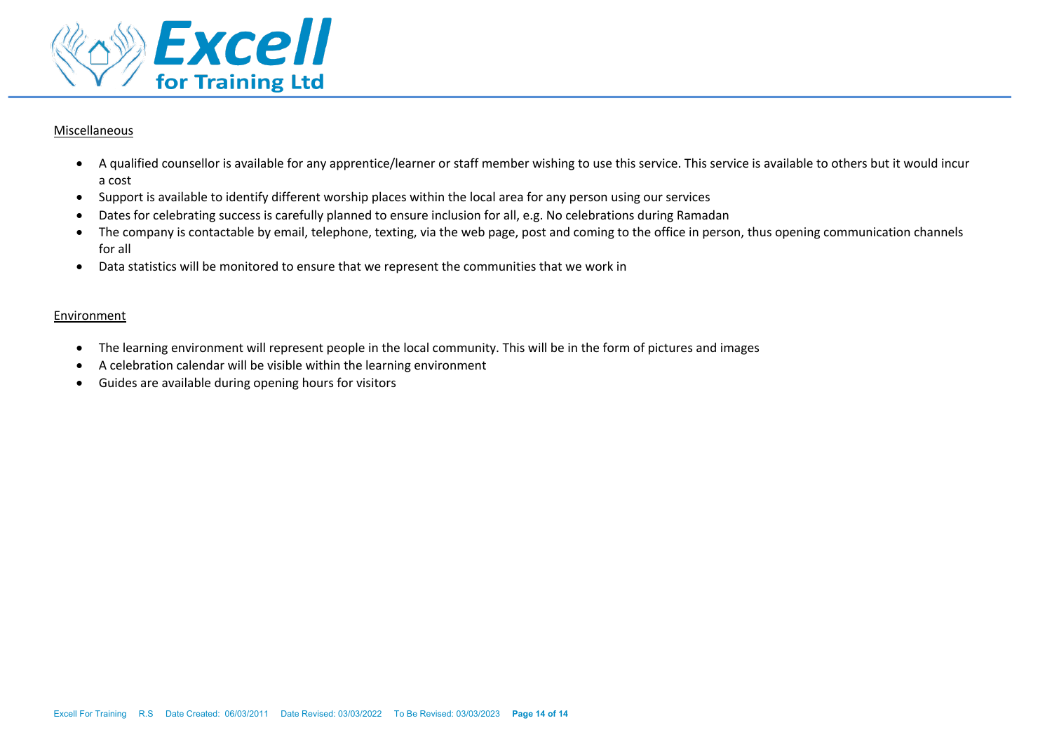Miscellaneous

- A qualified counsellor is available for any apprentice/learner or staff member wishing to use this service. This service is available to others but it would incur a cost
- Support is available to identify different worship places within the local area for any person using our services
- Dates for celebrating success is carefully planned to ensure inclusion for all, e.g. No celebrations during Ramadan
- The company is contactable by email, telephone, texting, via the web page, post and coming to the office in person, thus opening communication channels for all
- Data statistics will be monitored to ensure that we represent the communities that we work in

Environment

- The learning environment will represent people in the local community. This will be in the form of pictures and images
- A celebration calendar will be visible within the learning environment
- Guides are available during opening hours for visitors